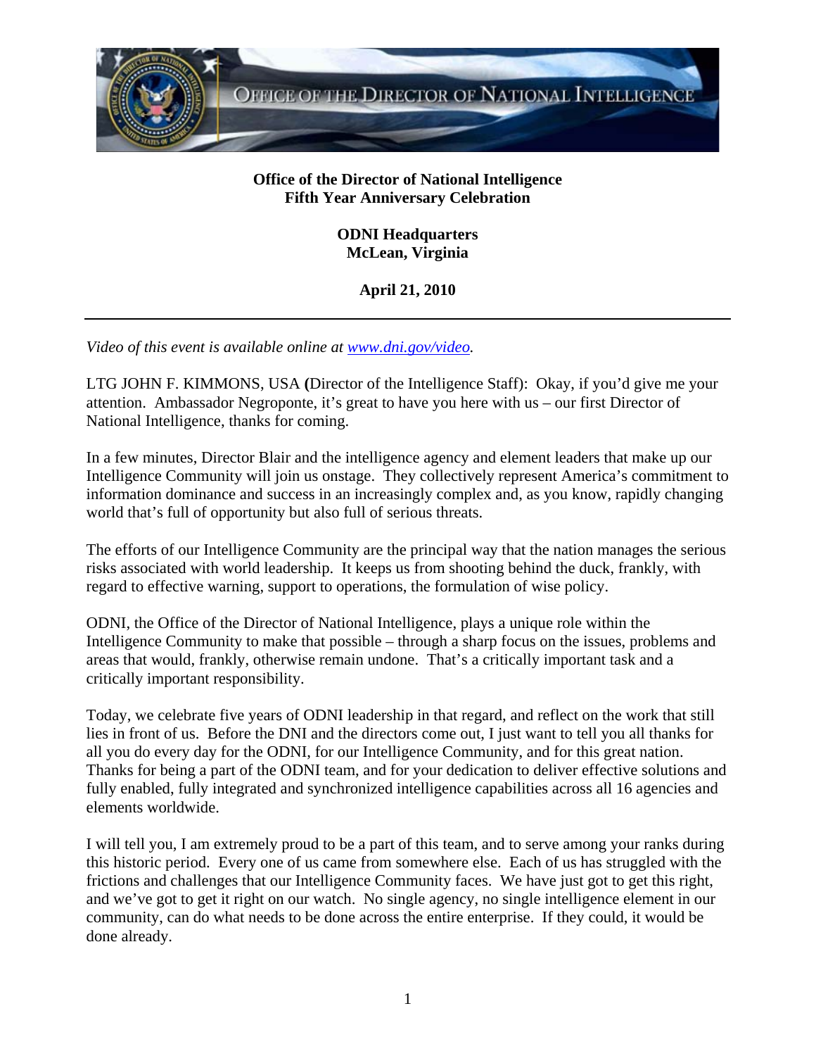**Office of the Director of National Intelligence**
**Fifth Year Anniversary Celebration**

**ODNI Headquarters**
**McLean, Virginia**

**April 21, 2010**

---

*Video of this event is available online at [www.dni.gov/video](www.dni.gov/video).*

LTG JOHN F. KIMMONS, USA **(**Director of the Intelligence Staff): Okay, if you'd give me your attention. Ambassador Negroponte, it's great to have you here with us – our first Director of National Intelligence, thanks for coming.

In a few minutes, Director Blair and the intelligence agency and element leaders that make up our Intelligence Community will join us onstage. They collectively represent America's commitment to information dominance and success in an increasingly complex and, as you know, rapidly changing world that's full of opportunity but also full of serious threats.

The efforts of our Intelligence Community are the principal way that the nation manages the serious risks associated with world leadership. It keeps us from shooting behind the duck, frankly, with regard to effective warning, support to operations, the formulation of wise policy.

ODNI, the Office of the Director of National Intelligence, plays a unique role within the Intelligence Community to make that possible – through a sharp focus on the issues, problems and areas that would, frankly, otherwise remain undone. That's a critically important task and a critically important responsibility.

Today, we celebrate five years of ODNI leadership in that regard, and reflect on the work that still lies in front of us. Before the DNI and the directors come out, I just want to tell you all thanks for all you do every day for the ODNI, for our Intelligence Community, and for this great nation. Thanks for being a part of the ODNI team, and for your dedication to deliver effective solutions and fully enabled, fully integrated and synchronized intelligence capabilities across all 16 agencies and elements worldwide.

I will tell you, I am extremely proud to be a part of this team, and to serve among your ranks during this historic period. Every one of us came from somewhere else. Each of us has struggled with the frictions and challenges that our Intelligence Community faces. We have just got to get this right, and we've got to get it right on our watch. No single agency, no single intelligence element in our community, can do what needs to be done across the entire enterprise. If they could, it would be done already.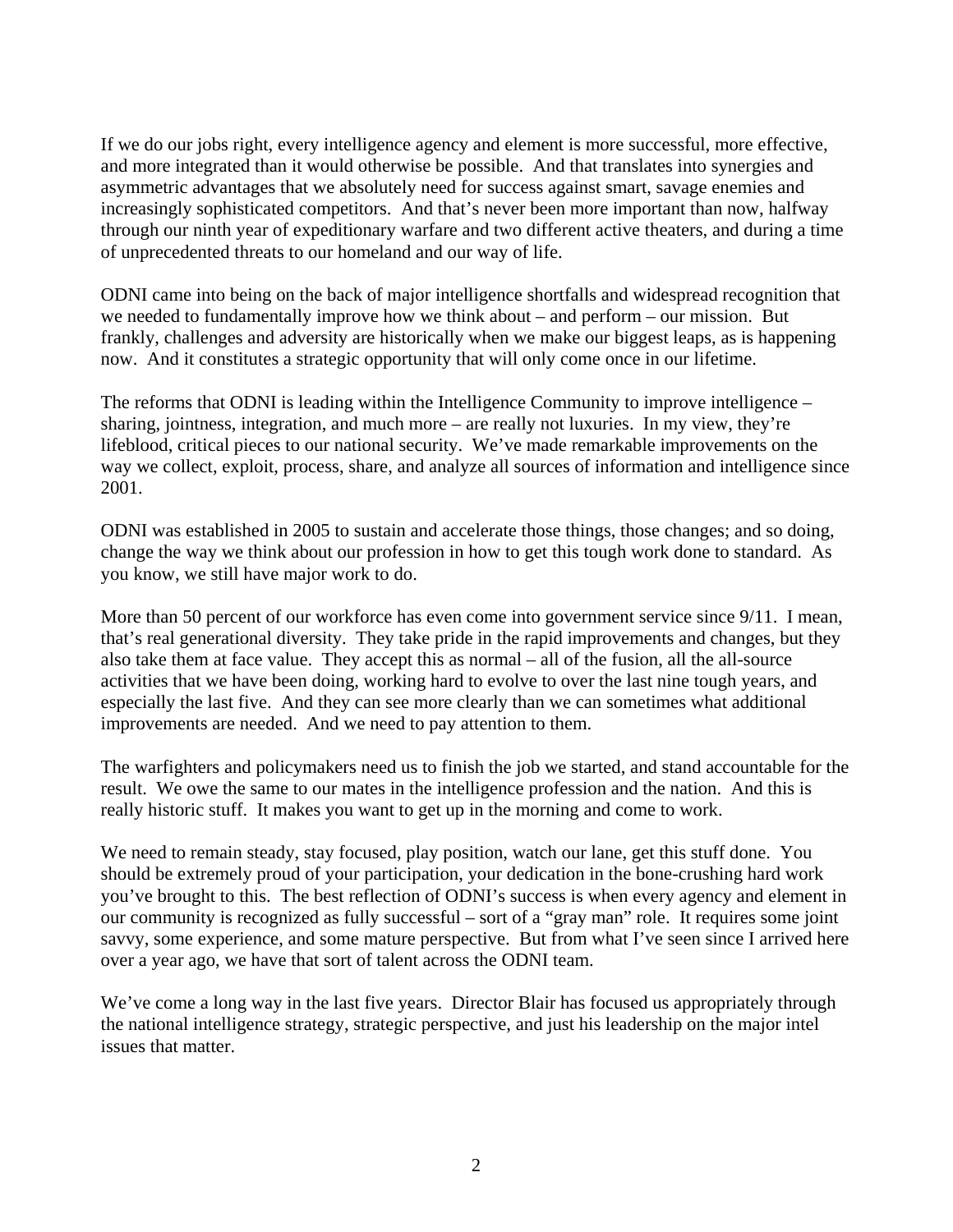If we do our jobs right, every intelligence agency and element is more successful, more effective, and more integrated than it would otherwise be possible. And that translates into synergies and asymmetric advantages that we absolutely need for success against smart, savage enemies and increasingly sophisticated competitors. And that's never been more important than now, halfway through our ninth year of expeditionary warfare and two different active theaters, and during a time of unprecedented threats to our homeland and our way of life.

ODNI came into being on the back of major intelligence shortfalls and widespread recognition that we needed to fundamentally improve how we think about – and perform – our mission. But frankly, challenges and adversity are historically when we make our biggest leaps, as is happening now. And it constitutes a strategic opportunity that will only come once in our lifetime.

The reforms that ODNI is leading within the Intelligence Community to improve intelligence – sharing, jointness, integration, and much more – are really not luxuries. In my view, they're lifeblood, critical pieces to our national security. We've made remarkable improvements on the way we collect, exploit, process, share, and analyze all sources of information and intelligence since 2001.

ODNI was established in 2005 to sustain and accelerate those things, those changes; and so doing, change the way we think about our profession in how to get this tough work done to standard. As you know, we still have major work to do.

More than 50 percent of our workforce has even come into government service since 9/11. I mean, that's real generational diversity. They take pride in the rapid improvements and changes, but they also take them at face value. They accept this as normal – all of the fusion, all the all-source activities that we have been doing, working hard to evolve to over the last nine tough years, and especially the last five. And they can see more clearly than we can sometimes what additional improvements are needed. And we need to pay attention to them.

The warfighters and policymakers need us to finish the job we started, and stand accountable for the result. We owe the same to our mates in the intelligence profession and the nation. And this is really historic stuff. It makes you want to get up in the morning and come to work.

We need to remain steady, stay focused, play position, watch our lane, get this stuff done. You should be extremely proud of your participation, your dedication in the bone-crushing hard work you've brought to this. The best reflection of ODNI's success is when every agency and element in our community is recognized as fully successful – sort of a "gray man" role. It requires some joint savvy, some experience, and some mature perspective. But from what I've seen since I arrived here over a year ago, we have that sort of talent across the ODNI team.

We've come a long way in the last five years. Director Blair has focused us appropriately through the national intelligence strategy, strategic perspective, and just his leadership on the major intel issues that matter.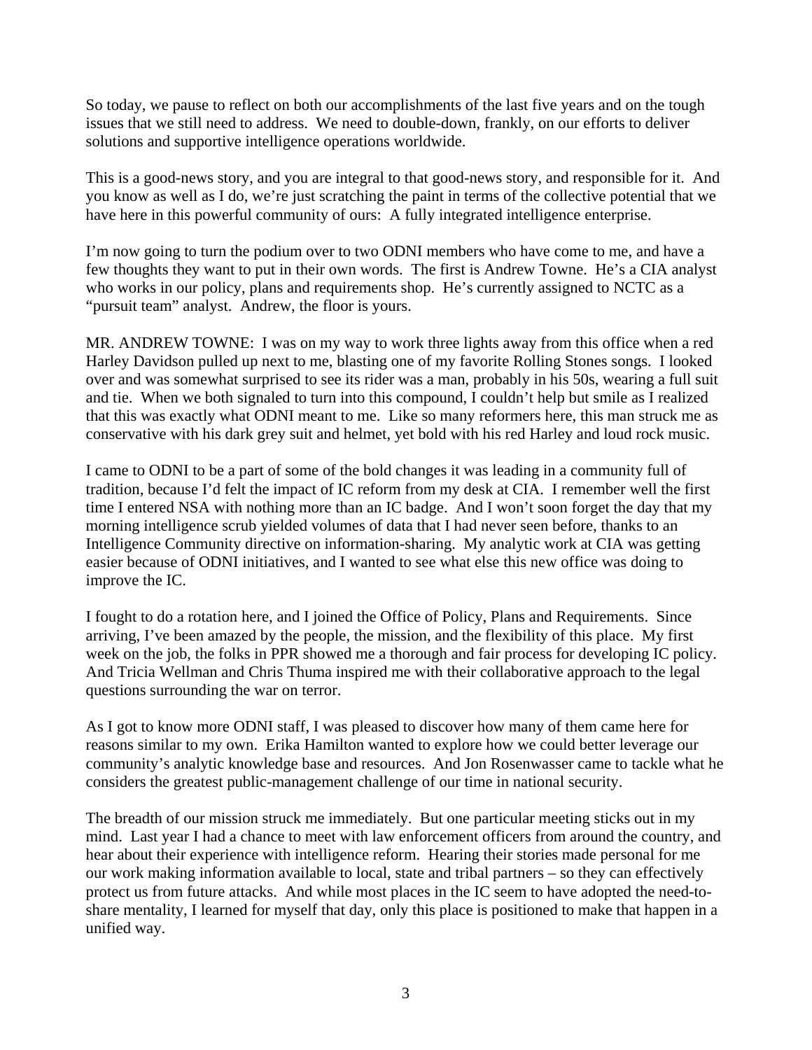So today, we pause to reflect on both our accomplishments of the last five years and on the tough issues that we still need to address. We need to double-down, frankly, on our efforts to deliver solutions and supportive intelligence operations worldwide.

This is a good-news story, and you are integral to that good-news story, and responsible for it. And you know as well as I do, we're just scratching the paint in terms of the collective potential that we have here in this powerful community of ours: A fully integrated intelligence enterprise.

I'm now going to turn the podium over to two ODNI members who have come to me, and have a few thoughts they want to put in their own words. The first is Andrew Towne. He's a CIA analyst who works in our policy, plans and requirements shop. He's currently assigned to NCTC as a "pursuit team" analyst. Andrew, the floor is yours.

MR. ANDREW TOWNE: I was on my way to work three lights away from this office when a red Harley Davidson pulled up next to me, blasting one of my favorite Rolling Stones songs. I looked over and was somewhat surprised to see its rider was a man, probably in his 50s, wearing a full suit and tie. When we both signaled to turn into this compound, I couldn't help but smile as I realized that this was exactly what ODNI meant to me. Like so many reformers here, this man struck me as conservative with his dark grey suit and helmet, yet bold with his red Harley and loud rock music.

I came to ODNI to be a part of some of the bold changes it was leading in a community full of tradition, because I'd felt the impact of IC reform from my desk at CIA. I remember well the first time I entered NSA with nothing more than an IC badge. And I won't soon forget the day that my morning intelligence scrub yielded volumes of data that I had never seen before, thanks to an Intelligence Community directive on information-sharing. My analytic work at CIA was getting easier because of ODNI initiatives, and I wanted to see what else this new office was doing to improve the IC.

I fought to do a rotation here, and I joined the Office of Policy, Plans and Requirements. Since arriving, I've been amazed by the people, the mission, and the flexibility of this place. My first week on the job, the folks in PPR showed me a thorough and fair process for developing IC policy. And Tricia Wellman and Chris Thuma inspired me with their collaborative approach to the legal questions surrounding the war on terror.

As I got to know more ODNI staff, I was pleased to discover how many of them came here for reasons similar to my own. Erika Hamilton wanted to explore how we could better leverage our community's analytic knowledge base and resources. And Jon Rosenwasser came to tackle what he considers the greatest public-management challenge of our time in national security.

The breadth of our mission struck me immediately. But one particular meeting sticks out in my mind. Last year I had a chance to meet with law enforcement officers from around the country, and hear about their experience with intelligence reform. Hearing their stories made personal for me our work making information available to local, state and tribal partners – so they can effectively protect us from future attacks. And while most places in the IC seem to have adopted the need-to-share mentality, I learned for myself that day, only this place is positioned to make that happen in a unified way.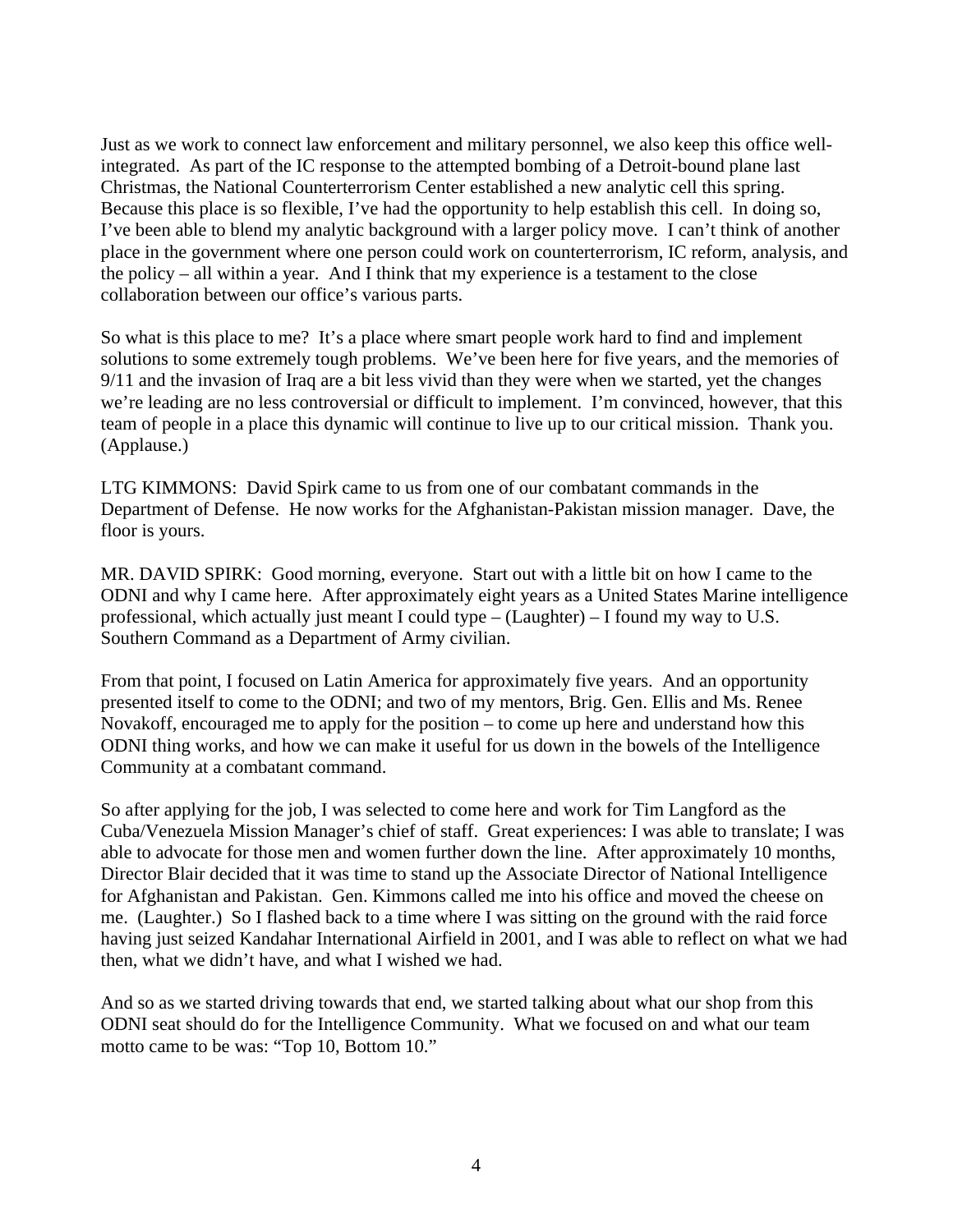Just as we work to connect law enforcement and military personnel, we also keep this office well-integrated. As part of the IC response to the attempted bombing of a Detroit-bound plane last Christmas, the National Counterterrorism Center established a new analytic cell this spring. Because this place is so flexible, I've had the opportunity to help establish this cell. In doing so, I've been able to blend my analytic background with a larger policy move. I can't think of another place in the government where one person could work on counterterrorism, IC reform, analysis, and the policy – all within a year. And I think that my experience is a testament to the close collaboration between our office's various parts.

So what is this place to me? It's a place where smart people work hard to find and implement solutions to some extremely tough problems. We've been here for five years, and the memories of 9/11 and the invasion of Iraq are a bit less vivid than they were when we started, yet the changes we're leading are no less controversial or difficult to implement. I'm convinced, however, that this team of people in a place this dynamic will continue to live up to our critical mission. Thank you. (Applause.)

LTG KIMMONS: David Spirk came to us from one of our combatant commands in the Department of Defense. He now works for the Afghanistan-Pakistan mission manager. Dave, the floor is yours.

MR. DAVID SPIRK: Good morning, everyone. Start out with a little bit on how I came to the ODNI and why I came here. After approximately eight years as a United States Marine intelligence professional, which actually just meant I could type – (Laughter) – I found my way to U.S. Southern Command as a Department of Army civilian.

From that point, I focused on Latin America for approximately five years. And an opportunity presented itself to come to the ODNI; and two of my mentors, Brig. Gen. Ellis and Ms. Renee Novakoff, encouraged me to apply for the position – to come up here and understand how this ODNI thing works, and how we can make it useful for us down in the bowels of the Intelligence Community at a combatant command.

So after applying for the job, I was selected to come here and work for Tim Langford as the Cuba/Venezuela Mission Manager's chief of staff. Great experiences: I was able to translate; I was able to advocate for those men and women further down the line. After approximately 10 months, Director Blair decided that it was time to stand up the Associate Director of National Intelligence for Afghanistan and Pakistan. Gen. Kimmons called me into his office and moved the cheese on me. (Laughter.) So I flashed back to a time where I was sitting on the ground with the raid force having just seized Kandahar International Airfield in 2001, and I was able to reflect on what we had then, what we didn't have, and what I wished we had.

And so as we started driving towards that end, we started talking about what our shop from this ODNI seat should do for the Intelligence Community. What we focused on and what our team motto came to be was: "Top 10, Bottom 10."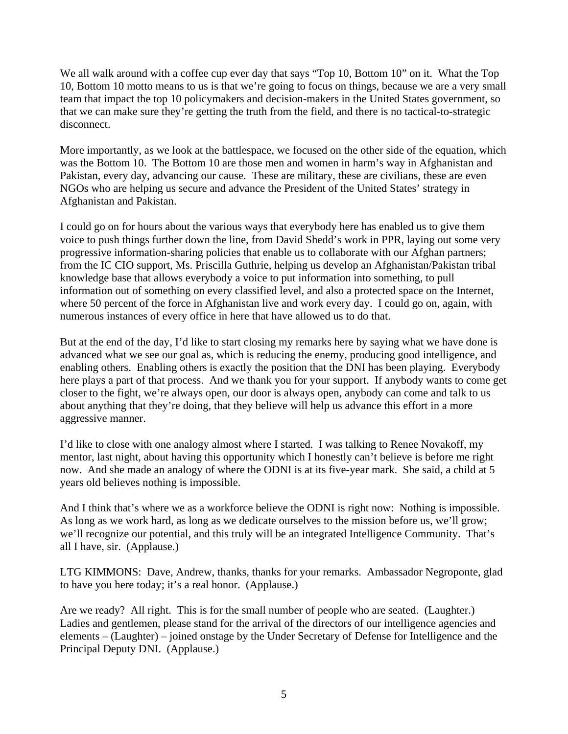We all walk around with a coffee cup ever day that says "Top 10, Bottom 10" on it. What the Top 10, Bottom 10 motto means to us is that we're going to focus on things, because we are a very small team that impact the top 10 policymakers and decision-makers in the United States government, so that we can make sure they're getting the truth from the field, and there is no tactical-to-strategic disconnect.

More importantly, as we look at the battlespace, we focused on the other side of the equation, which was the Bottom 10. The Bottom 10 are those men and women in harm's way in Afghanistan and Pakistan, every day, advancing our cause. These are military, these are civilians, these are even NGOs who are helping us secure and advance the President of the United States' strategy in Afghanistan and Pakistan.

I could go on for hours about the various ways that everybody here has enabled us to give them voice to push things further down the line, from David Shedd's work in PPR, laying out some very progressive information-sharing policies that enable us to collaborate with our Afghan partners; from the IC CIO support, Ms. Priscilla Guthrie, helping us develop an Afghanistan/Pakistan tribal knowledge base that allows everybody a voice to put information into something, to pull information out of something on every classified level, and also a protected space on the Internet, where 50 percent of the force in Afghanistan live and work every day. I could go on, again, with numerous instances of every office in here that have allowed us to do that.

But at the end of the day, I'd like to start closing my remarks here by saying what we have done is advanced what we see our goal as, which is reducing the enemy, producing good intelligence, and enabling others. Enabling others is exactly the position that the DNI has been playing. Everybody here plays a part of that process. And we thank you for your support. If anybody wants to come get closer to the fight, we're always open, our door is always open, anybody can come and talk to us about anything that they're doing, that they believe will help us advance this effort in a more aggressive manner.

I'd like to close with one analogy almost where I started. I was talking to Renee Novakoff, my mentor, last night, about having this opportunity which I honestly can't believe is before me right now. And she made an analogy of where the ODNI is at its five-year mark. She said, a child at 5 years old believes nothing is impossible.

And I think that's where we as a workforce believe the ODNI is right now: Nothing is impossible. As long as we work hard, as long as we dedicate ourselves to the mission before us, we'll grow; we'll recognize our potential, and this truly will be an integrated Intelligence Community. That's all I have, sir. (Applause.)

LTG KIMMONS: Dave, Andrew, thanks, thanks for your remarks. Ambassador Negroponte, glad to have you here today; it's a real honor. (Applause.)

Are we ready? All right. This is for the small number of people who are seated. (Laughter.) Ladies and gentlemen, please stand for the arrival of the directors of our intelligence agencies and elements – (Laughter) – joined onstage by the Under Secretary of Defense for Intelligence and the Principal Deputy DNI. (Applause.)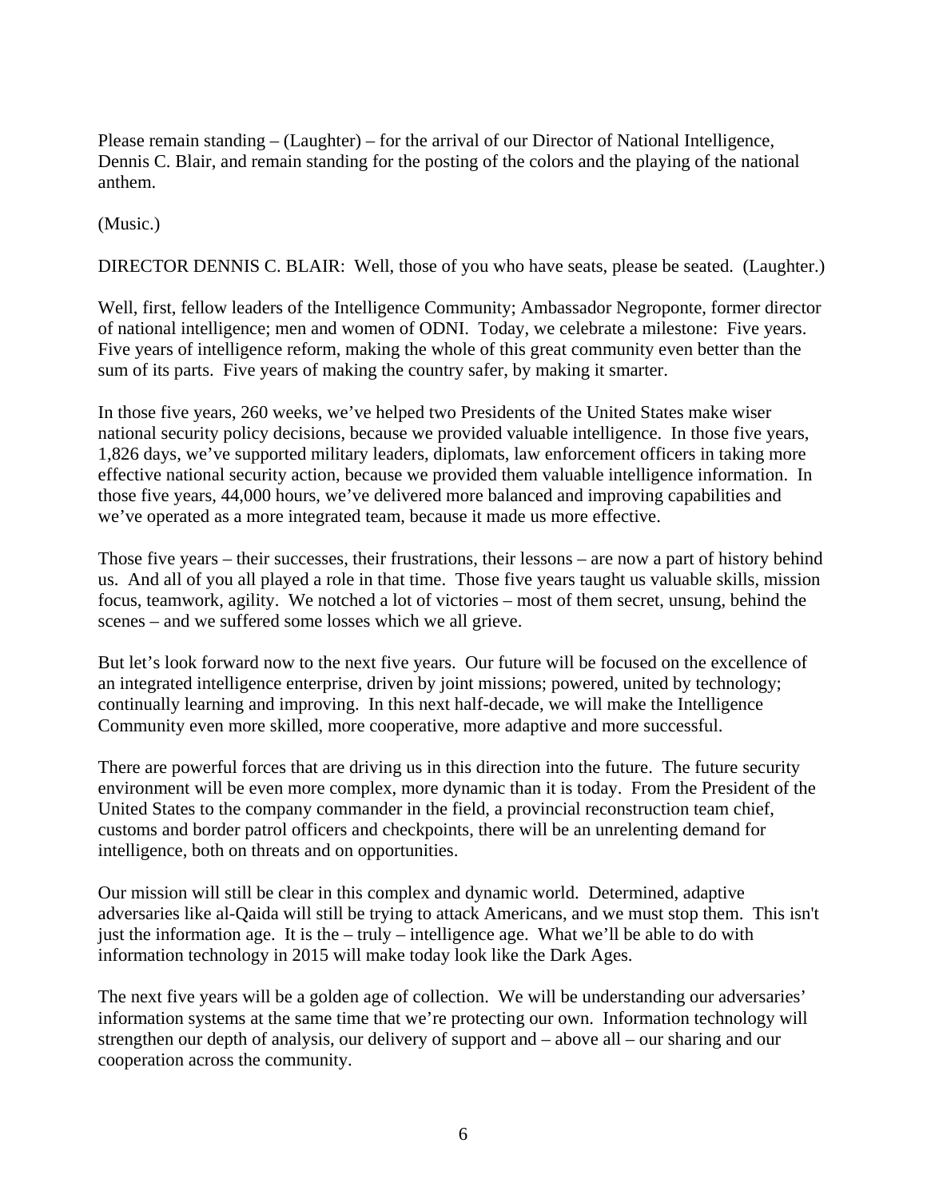Please remain standing – (Laughter) – for the arrival of our Director of National Intelligence, Dennis C. Blair, and remain standing for the posting of the colors and the playing of the national anthem.

(Music.)

DIRECTOR DENNIS C. BLAIR: Well, those of you who have seats, please be seated. (Laughter.)

Well, first, fellow leaders of the Intelligence Community; Ambassador Negroponte, former director of national intelligence; men and women of ODNI. Today, we celebrate a milestone: Five years. Five years of intelligence reform, making the whole of this great community even better than the sum of its parts. Five years of making the country safer, by making it smarter.

In those five years, 260 weeks, we've helped two Presidents of the United States make wiser national security policy decisions, because we provided valuable intelligence. In those five years, 1,826 days, we've supported military leaders, diplomats, law enforcement officers in taking more effective national security action, because we provided them valuable intelligence information. In those five years, 44,000 hours, we've delivered more balanced and improving capabilities and we've operated as a more integrated team, because it made us more effective.

Those five years – their successes, their frustrations, their lessons – are now a part of history behind us. And all of you all played a role in that time. Those five years taught us valuable skills, mission focus, teamwork, agility. We notched a lot of victories – most of them secret, unsung, behind the scenes – and we suffered some losses which we all grieve.

But let's look forward now to the next five years. Our future will be focused on the excellence of an integrated intelligence enterprise, driven by joint missions; powered, united by technology; continually learning and improving. In this next half-decade, we will make the Intelligence Community even more skilled, more cooperative, more adaptive and more successful.

There are powerful forces that are driving us in this direction into the future. The future security environment will be even more complex, more dynamic than it is today. From the President of the United States to the company commander in the field, a provincial reconstruction team chief, customs and border patrol officers and checkpoints, there will be an unrelenting demand for intelligence, both on threats and on opportunities.

Our mission will still be clear in this complex and dynamic world. Determined, adaptive adversaries like al-Qaida will still be trying to attack Americans, and we must stop them. This isn't just the information age. It is the – truly – intelligence age. What we'll be able to do with information technology in 2015 will make today look like the Dark Ages.

The next five years will be a golden age of collection. We will be understanding our adversaries' information systems at the same time that we're protecting our own. Information technology will strengthen our depth of analysis, our delivery of support and – above all – our sharing and our cooperation across the community.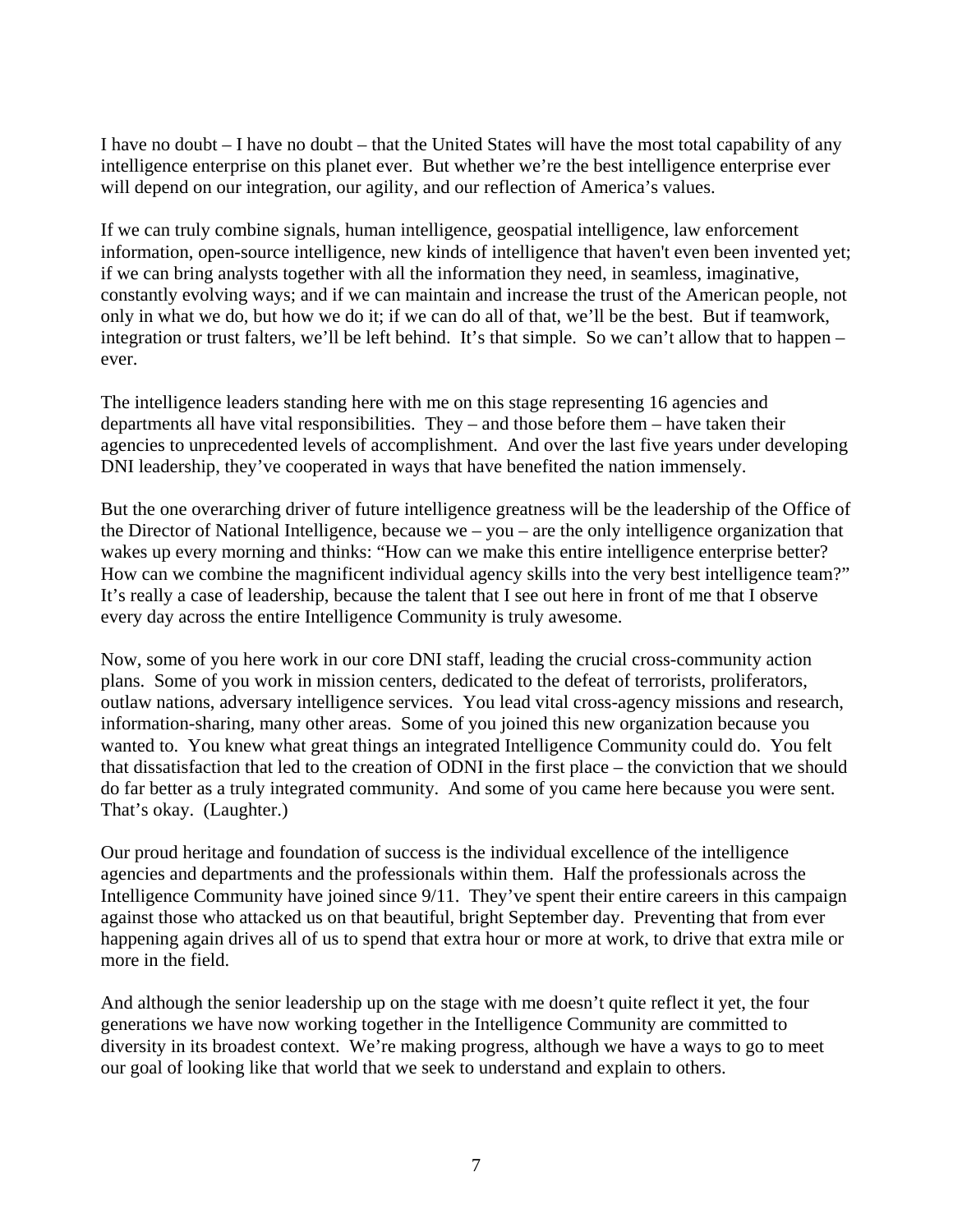I have no doubt – I have no doubt – that the United States will have the most total capability of any intelligence enterprise on this planet ever. But whether we're the best intelligence enterprise ever will depend on our integration, our agility, and our reflection of America's values.

If we can truly combine signals, human intelligence, geospatial intelligence, law enforcement information, open-source intelligence, new kinds of intelligence that haven't even been invented yet; if we can bring analysts together with all the information they need, in seamless, imaginative, constantly evolving ways; and if we can maintain and increase the trust of the American people, not only in what we do, but how we do it; if we can do all of that, we'll be the best. But if teamwork, integration or trust falters, we'll be left behind. It's that simple. So we can't allow that to happen – ever.

The intelligence leaders standing here with me on this stage representing 16 agencies and departments all have vital responsibilities. They – and those before them – have taken their agencies to unprecedented levels of accomplishment. And over the last five years under developing DNI leadership, they've cooperated in ways that have benefited the nation immensely.

But the one overarching driver of future intelligence greatness will be the leadership of the Office of the Director of National Intelligence, because we – you – are the only intelligence organization that wakes up every morning and thinks: "How can we make this entire intelligence enterprise better? How can we combine the magnificent individual agency skills into the very best intelligence team?" It's really a case of leadership, because the talent that I see out here in front of me that I observe every day across the entire Intelligence Community is truly awesome.

Now, some of you here work in our core DNI staff, leading the crucial cross-community action plans. Some of you work in mission centers, dedicated to the defeat of terrorists, proliferators, outlaw nations, adversary intelligence services. You lead vital cross-agency missions and research, information-sharing, many other areas. Some of you joined this new organization because you wanted to. You knew what great things an integrated Intelligence Community could do. You felt that dissatisfaction that led to the creation of ODNI in the first place – the conviction that we should do far better as a truly integrated community. And some of you came here because you were sent. That's okay. (Laughter.)

Our proud heritage and foundation of success is the individual excellence of the intelligence agencies and departments and the professionals within them. Half the professionals across the Intelligence Community have joined since 9/11. They've spent their entire careers in this campaign against those who attacked us on that beautiful, bright September day. Preventing that from ever happening again drives all of us to spend that extra hour or more at work, to drive that extra mile or more in the field.

And although the senior leadership up on the stage with me doesn't quite reflect it yet, the four generations we have now working together in the Intelligence Community are committed to diversity in its broadest context. We're making progress, although we have a ways to go to meet our goal of looking like that world that we seek to understand and explain to others.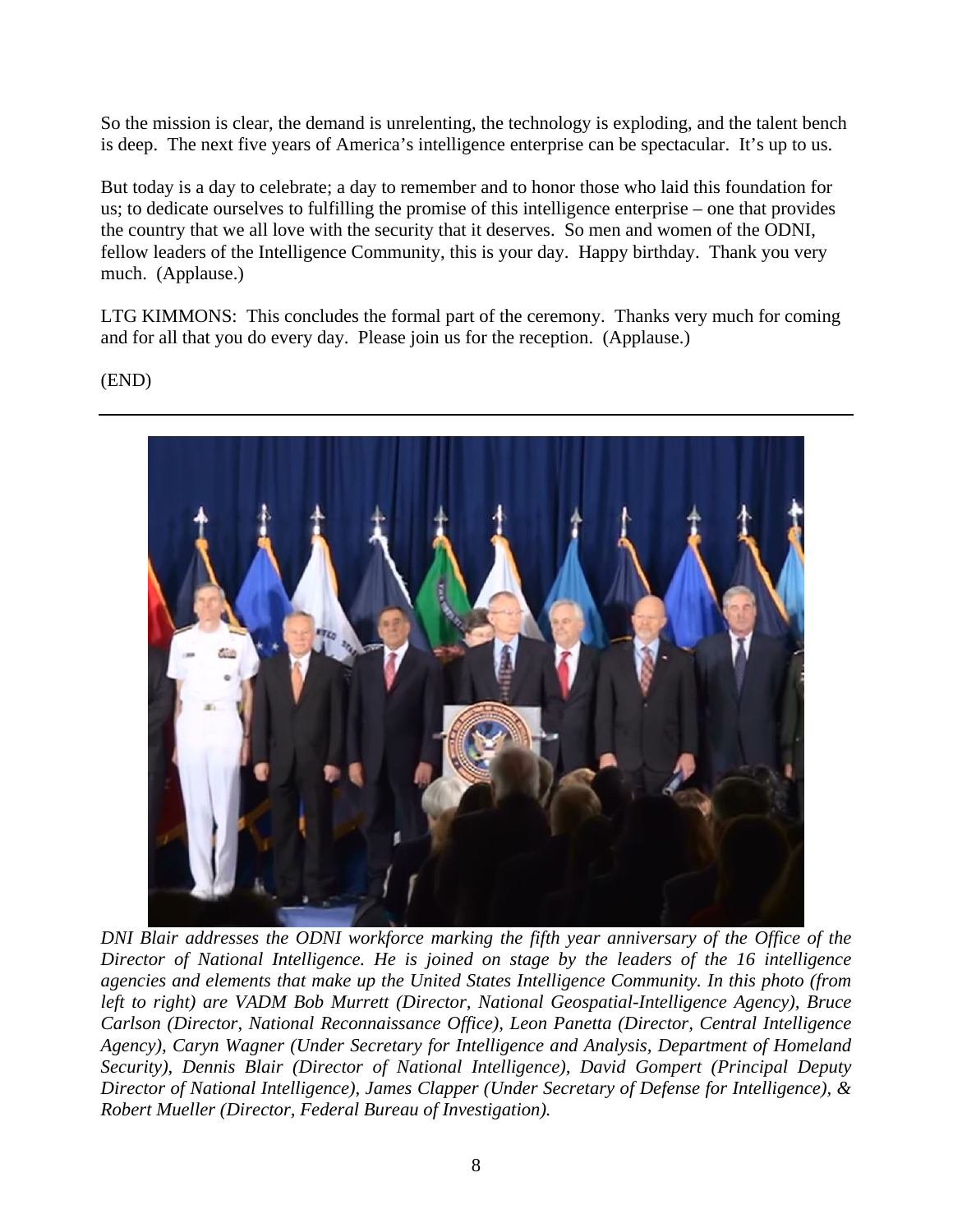So the mission is clear, the demand is unrelenting, the technology is exploding, and the talent bench is deep. The next five years of America's intelligence enterprise can be spectacular. It's up to us.

But today is a day to celebrate; a day to remember and to honor those who laid this foundation for us; to dedicate ourselves to fulfilling the promise of this intelligence enterprise – one that provides the country that we all love with the security that it deserves. So men and women of the ODNI, fellow leaders of the Intelligence Community, this is your day. Happy birthday. Thank you very much. (Applause.)

LTG KIMMONS: This concludes the formal part of the ceremony. Thanks very much for coming and for all that you do every day. Please join us for the reception. (Applause.)

(END)

---

*DNI Blair addresses the ODNI workforce marking the fifth year anniversary of the Office of the Director of National Intelligence. He is joined on stage by the leaders of the 16 intelligence agencies and elements that make up the United States Intelligence Community. In this photo (from left to right) are VADM Bob Murrett (Director, National Geospatial-Intelligence Agency), Bruce Carlson (Director, National Reconnaissance Office), Leon Panetta (Director, Central Intelligence Agency), Caryn Wagner (Under Secretary for Intelligence and Analysis, Department of Homeland Security), Dennis Blair (Director of National Intelligence), David Gompert (Principal Deputy Director of National Intelligence), James Clapper (Under Secretary of Defense for Intelligence), & Robert Mueller (Director, Federal Bureau of Investigation).*